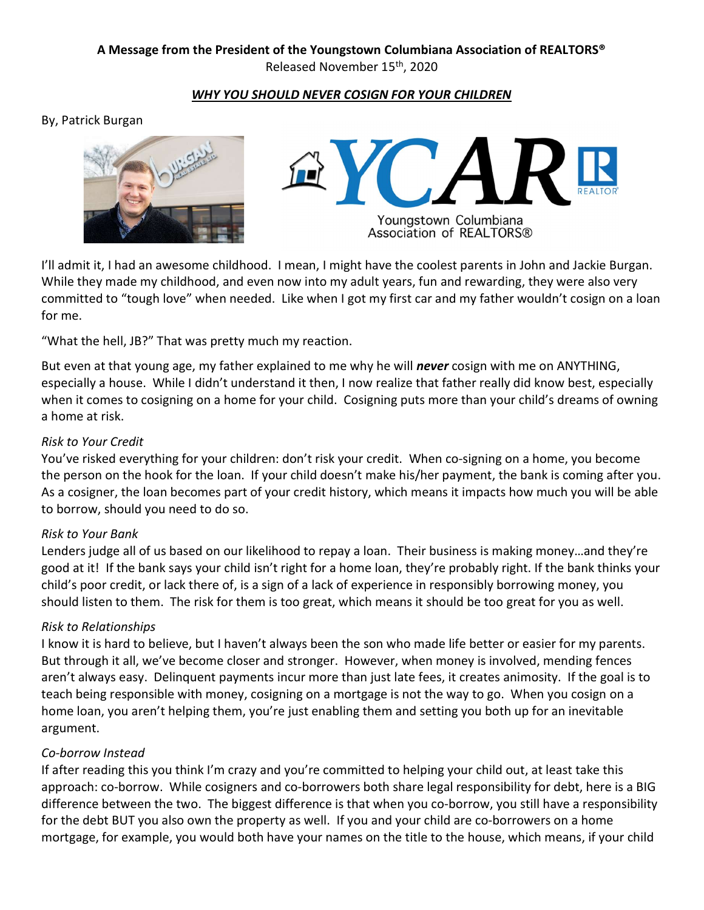**A Message from the President of the Youngstown Columbiana Association of REALTORS®**
Released November 15th, 2020

***WHY YOU SHOULD NEVER COSIGN FOR YOUR CHILDREN***

By, Patrick Burgan

I'll admit it, I had an awesome childhood. I mean, I might have the coolest parents in John and Jackie Burgan. While they made my childhood, and even now into my adult years, fun and rewarding, they were also very committed to "tough love" when needed. Like when I got my first car and my father wouldn't cosign on a loan for me.

"What the hell, JB?" That was pretty much my reaction.

But even at that young age, my father explained to me why he will ***never*** cosign with me on ANYTHING, especially a house. While I didn't understand it then, I now realize that father really did know best, especially when it comes to cosigning on a home for your child. Cosigning puts more than your child's dreams of owning a home at risk.

*Risk to Your Credit*
You've risked everything for your children: don't risk your credit. When co-signing on a home, you become the person on the hook for the loan. If your child doesn't make his/her payment, the bank is coming after you. As a cosigner, the loan becomes part of your credit history, which means it impacts how much you will be able to borrow, should you need to do so.

*Risk to Your Bank*
Lenders judge all of us based on our likelihood to repay a loan. Their business is making money…and they're good at it! If the bank says your child isn't right for a home loan, they're probably right. If the bank thinks your child's poor credit, or lack there of, is a sign of a lack of experience in responsibly borrowing money, you should listen to them. The risk for them is too great, which means it should be too great for you as well.

*Risk to Relationships*
I know it is hard to believe, but I haven't always been the son who made life better or easier for my parents. But through it all, we've become closer and stronger. However, when money is involved, mending fences aren't always easy. Delinquent payments incur more than just late fees, it creates animosity. If the goal is to teach being responsible with money, cosigning on a mortgage is not the way to go. When you cosign on a home loan, you aren't helping them, you're just enabling them and setting you both up for an inevitable argument.

*Co-borrow Instead*
If after reading this you think I'm crazy and you're committed to helping your child out, at least take this approach: co-borrow. While cosigners and co-borrowers both share legal responsibility for debt, here is a BIG difference between the two. The biggest difference is that when you co-borrow, you still have a responsibility for the debt BUT you also own the property as well. If you and your child are co-borrowers on a home mortgage, for example, you would both have your names on the title to the house, which means, if your child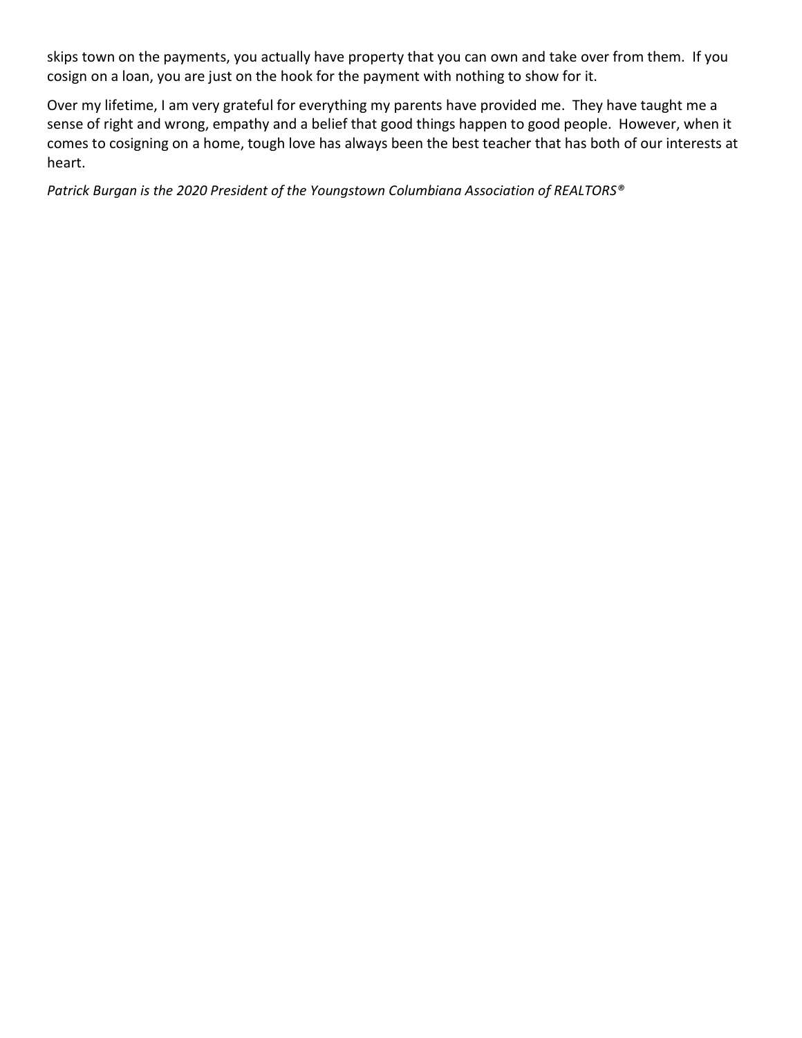skips town on the payments, you actually have property that you can own and take over from them. If you cosign on a loan, you are just on the hook for the payment with nothing to show for it.

Over my lifetime, I am very grateful for everything my parents have provided me. They have taught me a sense of right and wrong, empathy and a belief that good things happen to good people. However, when it comes to cosigning on a home, tough love has always been the best teacher that has both of our interests at heart.

*Patrick Burgan is the 2020 President of the Youngstown Columbiana Association of REALTORS®*